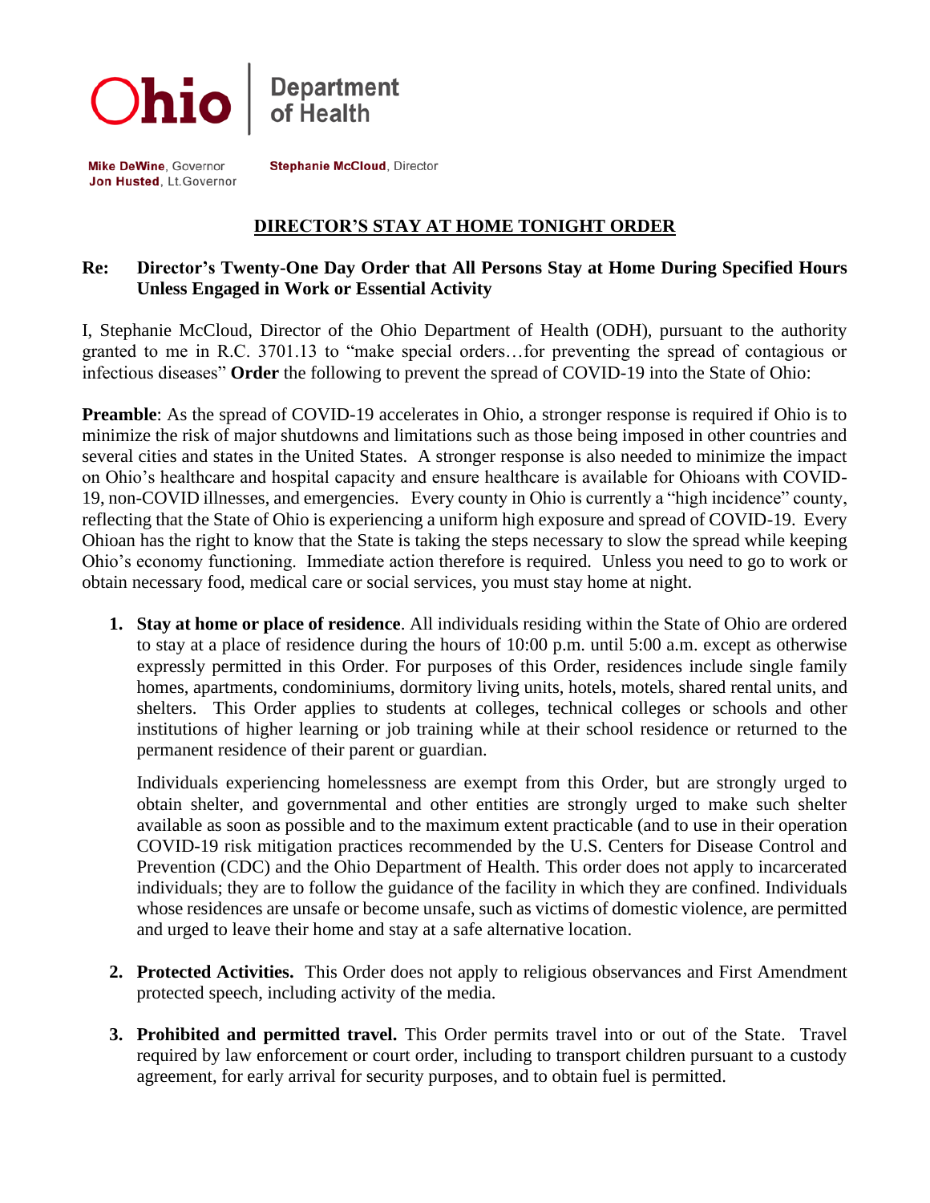Ohio Department of Health

**Mike DeWine**, Governor
**Jon Husted**, Lt.Governor

**Stephanie McCloud**, Director

# DIRECTOR'S STAY AT HOME TONIGHT ORDER

**Re: Director's Twenty-One Day Order that All Persons Stay at Home During Specified Hours Unless Engaged in Work or Essential Activity**

I, Stephanie McCloud, Director of the Ohio Department of Health (ODH), pursuant to the authority granted to me in R.C. 3701.13 to "make special orders…for preventing the spread of contagious or infectious diseases" **Order** the following to prevent the spread of COVID-19 into the State of Ohio:

**Preamble**: As the spread of COVID-19 accelerates in Ohio, a stronger response is required if Ohio is to minimize the risk of major shutdowns and limitations such as those being imposed in other countries and several cities and states in the United States. A stronger response is also needed to minimize the impact on Ohio's healthcare and hospital capacity and ensure healthcare is available for Ohioans with COVID-19, non-COVID illnesses, and emergencies. Every county in Ohio is currently a "high incidence" county, reflecting that the State of Ohio is experiencing a uniform high exposure and spread of COVID-19. Every Ohioan has the right to know that the State is taking the steps necessary to slow the spread while keeping Ohio's economy functioning. Immediate action therefore is required. Unless you need to go to work or obtain necessary food, medical care or social services, you must stay home at night.

1. **Stay at home or place of residence**. All individuals residing within the State of Ohio are ordered to stay at a place of residence during the hours of 10:00 p.m. until 5:00 a.m. except as otherwise expressly permitted in this Order. For purposes of this Order, residences include single family homes, apartments, condominiums, dormitory living units, hotels, motels, shared rental units, and shelters. This Order applies to students at colleges, technical colleges or schools and other institutions of higher learning or job training while at their school residence or returned to the permanent residence of their parent or guardian.

   Individuals experiencing homelessness are exempt from this Order, but are strongly urged to obtain shelter, and governmental and other entities are strongly urged to make such shelter available as soon as possible and to the maximum extent practicable (and to use in their operation COVID-19 risk mitigation practices recommended by the U.S. Centers for Disease Control and Prevention (CDC) and the Ohio Department of Health. This order does not apply to incarcerated individuals; they are to follow the guidance of the facility in which they are confined. Individuals whose residences are unsafe or become unsafe, such as victims of domestic violence, are permitted and urged to leave their home and stay at a safe alternative location.

2. **Protected Activities.** This Order does not apply to religious observances and First Amendment protected speech, including activity of the media.

3. **Prohibited and permitted travel.** This Order permits travel into or out of the State. Travel required by law enforcement or court order, including to transport children pursuant to a custody agreement, for early arrival for security purposes, and to obtain fuel is permitted.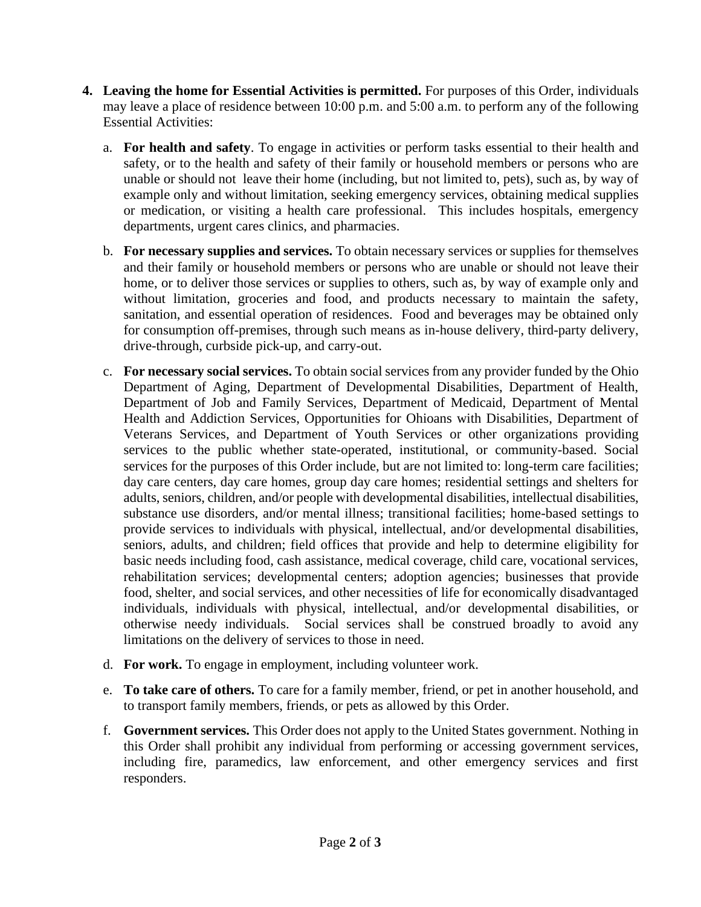4. **Leaving the home for Essential Activities is permitted.** For purposes of this Order, individuals may leave a place of residence between 10:00 p.m. and 5:00 a.m. to perform any of the following Essential Activities:

   a. **For health and safety**. To engage in activities or perform tasks essential to their health and safety, or to the health and safety of their family or household members or persons who are unable or should not leave their home (including, but not limited to, pets), such as, by way of example only and without limitation, seeking emergency services, obtaining medical supplies or medication, or visiting a health care professional. This includes hospitals, emergency departments, urgent cares clinics, and pharmacies.

   b. **For necessary supplies and services.** To obtain necessary services or supplies for themselves and their family or household members or persons who are unable or should not leave their home, or to deliver those services or supplies to others, such as, by way of example only and without limitation, groceries and food, and products necessary to maintain the safety, sanitation, and essential operation of residences. Food and beverages may be obtained only for consumption off-premises, through such means as in-house delivery, third-party delivery, drive-through, curbside pick-up, and carry-out.

   c. **For necessary social services.** To obtain social services from any provider funded by the Ohio Department of Aging, Department of Developmental Disabilities, Department of Health, Department of Job and Family Services, Department of Medicaid, Department of Mental Health and Addiction Services, Opportunities for Ohioans with Disabilities, Department of Veterans Services, and Department of Youth Services or other organizations providing services to the public whether state-operated, institutional, or community-based. Social services for the purposes of this Order include, but are not limited to: long-term care facilities; day care centers, day care homes, group day care homes; residential settings and shelters for adults, seniors, children, and/or people with developmental disabilities, intellectual disabilities, substance use disorders, and/or mental illness; transitional facilities; home-based settings to provide services to individuals with physical, intellectual, and/or developmental disabilities, seniors, adults, and children; field offices that provide and help to determine eligibility for basic needs including food, cash assistance, medical coverage, child care, vocational services, rehabilitation services; developmental centers; adoption agencies; businesses that provide food, shelter, and social services, and other necessities of life for economically disadvantaged individuals, individuals with physical, intellectual, and/or developmental disabilities, or otherwise needy individuals. Social services shall be construed broadly to avoid any limitations on the delivery of services to those in need.

   d. **For work.** To engage in employment, including volunteer work.

   e. **To take care of others.** To care for a family member, friend, or pet in another household, and to transport family members, friends, or pets as allowed by this Order.

   f. **Government services.** This Order does not apply to the United States government. Nothing in this Order shall prohibit any individual from performing or accessing government services, including fire, paramedics, law enforcement, and other emergency services and first responders.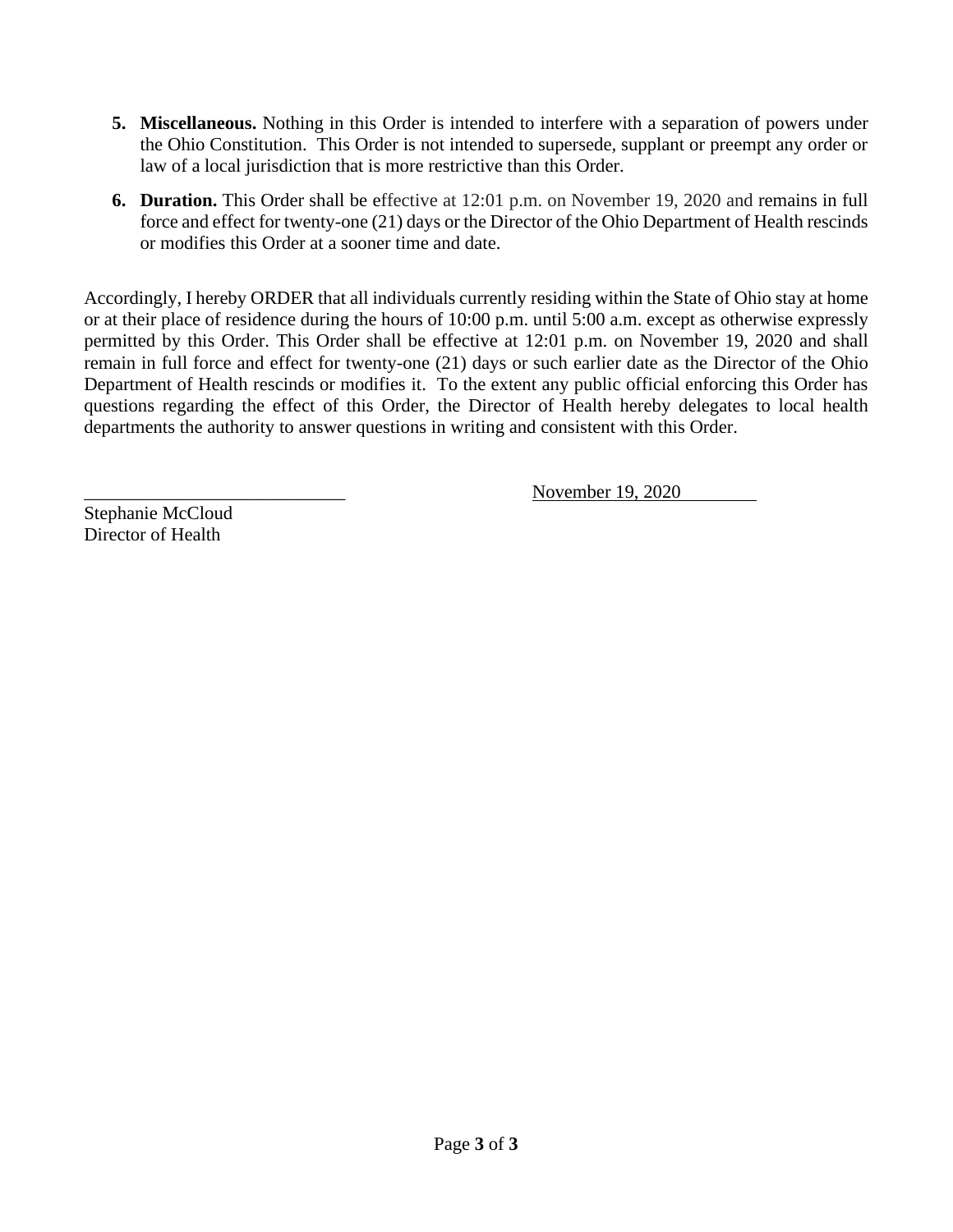5. **Miscellaneous.** Nothing in this Order is intended to interfere with a separation of powers under the Ohio Constitution. This Order is not intended to supersede, supplant or preempt any order or law of a local jurisdiction that is more restrictive than this Order.

6. **Duration.** This Order shall be effective at 12:01 p.m. on November 19, 2020 and remains in full force and effect for twenty-one (21) days or the Director of the Ohio Department of Health rescinds or modifies this Order at a sooner time and date.

Accordingly, I hereby ORDER that all individuals currently residing within the State of Ohio stay at home or at their place of residence during the hours of 10:00 p.m. until 5:00 a.m. except as otherwise expressly permitted by this Order. This Order shall be effective at 12:01 p.m. on November 19, 2020 and shall remain in full force and effect for twenty-one (21) days or such earlier date as the Director of the Ohio Department of Health rescinds or modifies it. To the extent any public official enforcing this Order has questions regarding the effect of this Order, the Director of Health hereby delegates to local health departments the authority to answer questions in writing and consistent with this Order.

\_\_\_\_\_\_\_\_\_\_\_\_\_\_\_\_\_\_\_\_\_\_\_\_\_\_\_\_ November 19, 2020

Stephanie McCloud
Director of Health